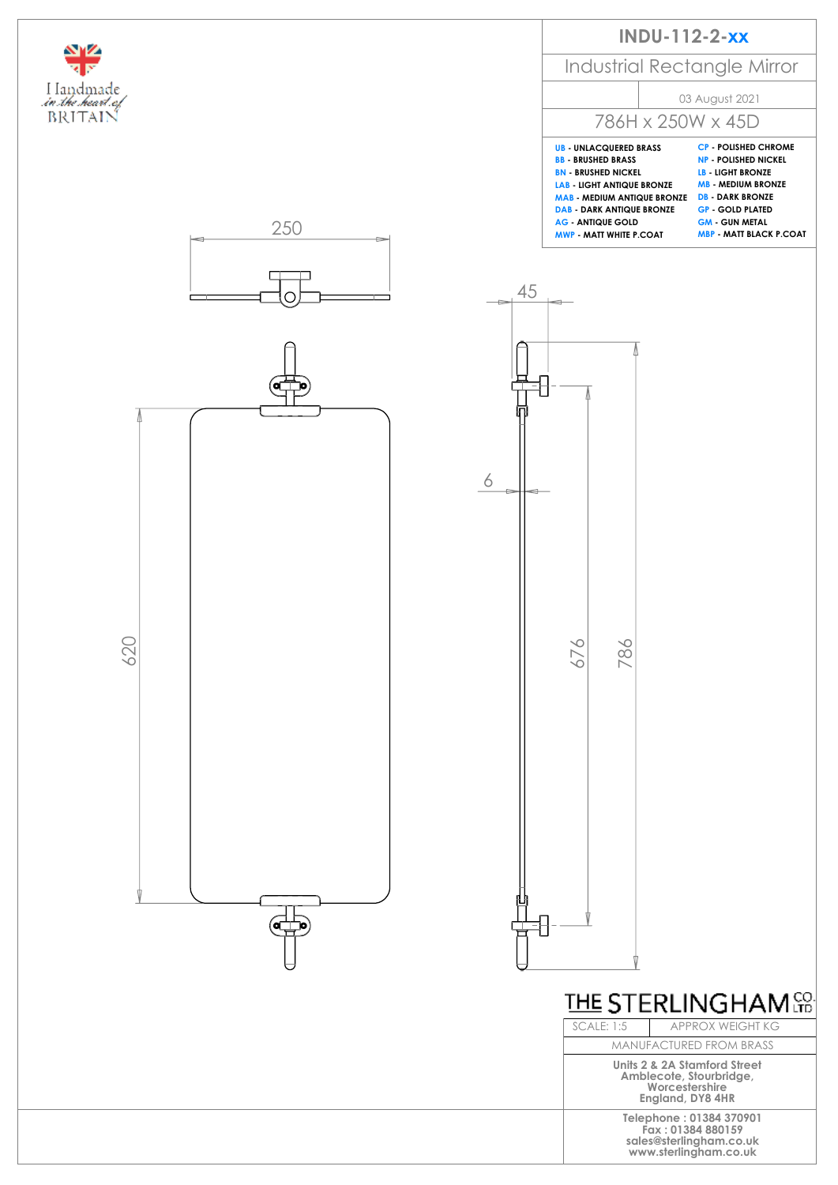Handmade in the heart of BRITAIN

# INDU-112-2-xx

## Industrial Rectangle Mirror

03 August 2021

786H x 250W x 45D

| | |
|---|---|
| **UB** - **UNLACQUERED BRASS** | **CP** - **POLISHED CHROME** |
| **BB** - **BRUSHED BRASS** | **NP** - **POLISHED NICKEL** |
| **BN** - **BRUSHED NICKEL** | **LB** - **LIGHT BRONZE** |
| **LAB** - **LIGHT ANTIQUE BRONZE** | **MB** - **MEDIUM BRONZE** |
| **MAB** - **MEDIUM ANTIQUE BRONZE** | **DB** - **DARK BRONZE** |
| **DAB** - **DARK ANTIQUE BRONZE** | **GP** - **GOLD PLATED** |
| **AG** - **ANTIQUE GOLD** | **GM** - **GUN METAL** |
| **MWP** - **MATT WHITE P.COAT** | **MBP** - **MATT BLACK P.COAT** |

250

45

6

620

676

786

THE STERLINGHAM CO. LTD

| SCALE: 1:5 | APPROX WEIGHT KG |
|---|---|
| MANUFACTURED FROM BRASS | |

**Units 2 & 2A Stamford Street**
**Amblecote, Stourbridge,**
**Worcestershire**
**England, DY8 4HR**

**Telephone : 01384 370901**
**Fax : 01384 880159**
**sales@sterlingham.co.uk**
**www.sterlingham.co.uk**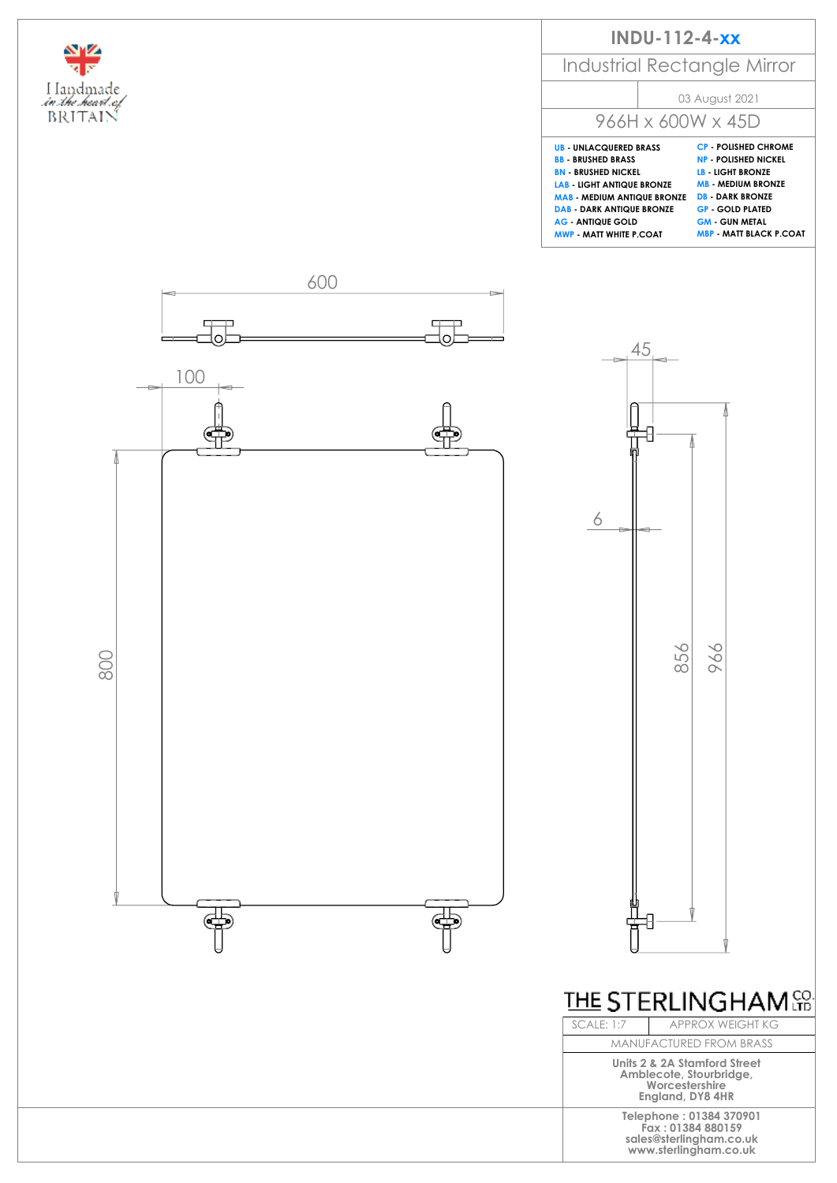Handmade in the heart of BRITAIN

# INDU-112-4-xx

## Industrial Rectangle Mirror

03 August 2021

966H x 600W x 45D

| | |
|---|---|
| UB - UNLACQUERED BRASS | CP - POLISHED CHROME |
| BB - BRUSHED BRASS | NP - POLISHED NICKEL |
| BN - BRUSHED NICKEL | LB - LIGHT BRONZE |
| LAB - LIGHT ANTIQUE BRONZE | MB - MEDIUM BRONZE |
| MAB - MEDIUM ANTIQUE BRONZE | DB - DARK BRONZE |
| DAB - DARK ANTIQUE BRONZE | GP - GOLD PLATED |
| AG - ANTIQUE GOLD | GM - GUN METAL |
| MWP - MATT WHITE P.COAT | MBP - MATT BLACK P.COAT |

600

100

800

45

6

856

966

THE STERLINGHAM CO. LTD

| | |
|---|---|
| SCALE: 1:7 | APPROX WEIGHT KG |

MANUFACTURED FROM BRASS

Units 2 & 2A Stamford Street
Amblecote, Stourbridge,
Worcestershire
England, DY8 4HR

Telephone : 01384 370901
Fax : 01384 880159
sales@sterlingham.co.uk
www.sterlingham.co.uk